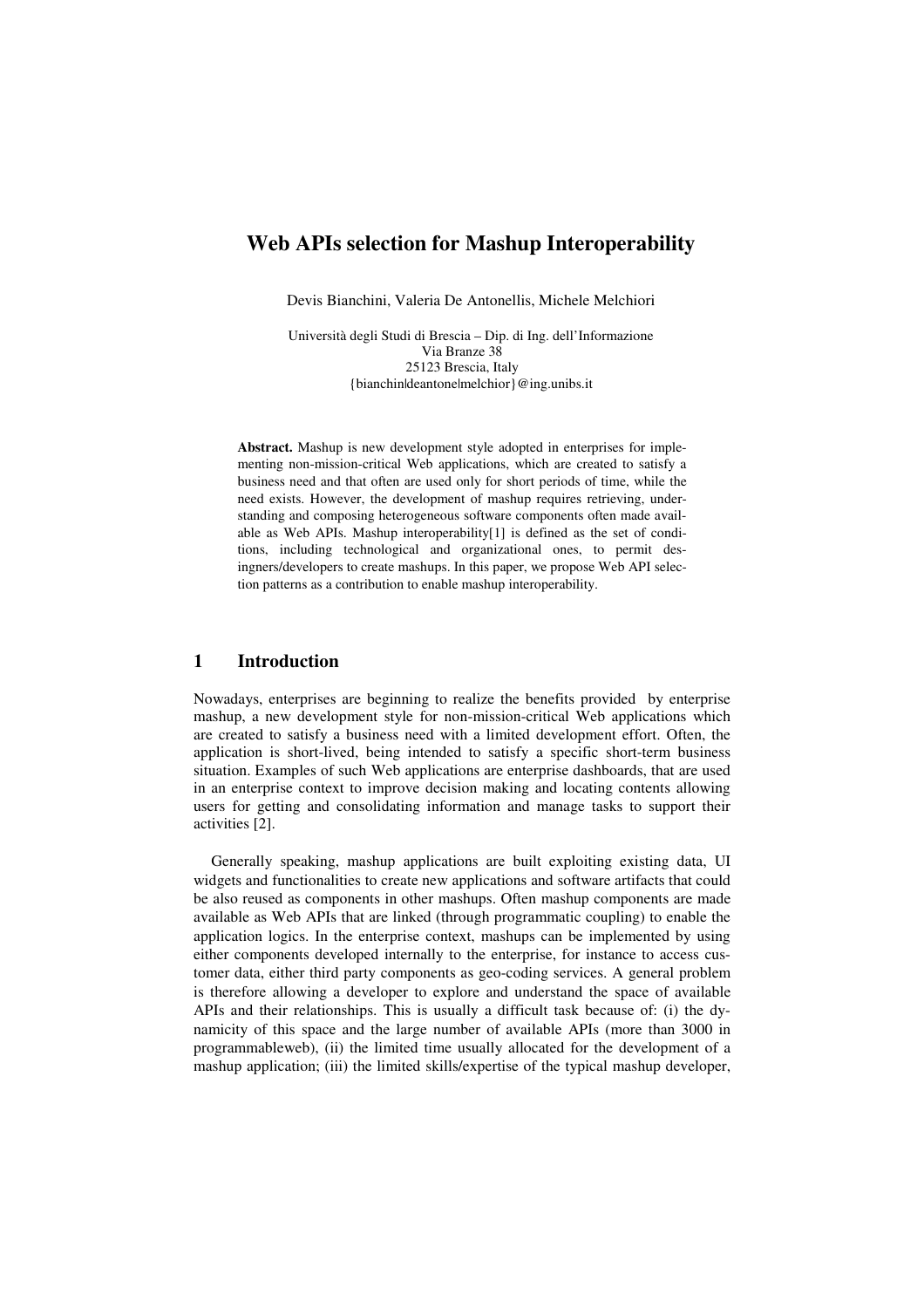# Web APIs selection for Mashup Interoperability

Devis Bianchini, Valeria De Antonellis, Michele Melchiori

Università degli Studi di Brescia – Dip. di Ing. dell'Informazione
Via Branze 38
25123 Brescia, Italy
{bianchin|deantone|melchior}@ing.unibs.it

**Abstract.** Mashup is new development style adopted in enterprises for implementing non-mission-critical Web applications, which are created to satisfy a business need and that often are used only for short periods of time, while the need exists. However, the development of mashup requires retrieving, understanding and composing heterogeneous software components often made available as Web APIs. Mashup interoperability[1] is defined as the set of conditions, including technological and organizational ones, to permit desingners/developers to create mashups. In this paper, we propose Web API selection patterns as a contribution to enable mashup interoperability.

## 1 Introduction

Nowadays, enterprises are beginning to realize the benefits provided by enterprise mashup, a new development style for non-mission-critical Web applications which are created to satisfy a business need with a limited development effort. Often, the application is short-lived, being intended to satisfy a specific short-term business situation. Examples of such Web applications are enterprise dashboards, that are used in an enterprise context to improve decision making and locating contents allowing users for getting and consolidating information and manage tasks to support their activities [2].

Generally speaking, mashup applications are built exploiting existing data, UI widgets and functionalities to create new applications and software artifacts that could be also reused as components in other mashups. Often mashup components are made available as Web APIs that are linked (through programmatic coupling) to enable the application logics. In the enterprise context, mashups can be implemented by using either components developed internally to the enterprise, for instance to access customer data, either third party components as geo-coding services. A general problem is therefore allowing a developer to explore and understand the space of available APIs and their relationships. This is usually a difficult task because of: (i) the dynamicity of this space and the large number of available APIs (more than 3000 in programmableweb), (ii) the limited time usually allocated for the development of a mashup application; (iii) the limited skills/expertise of the typical mashup developer,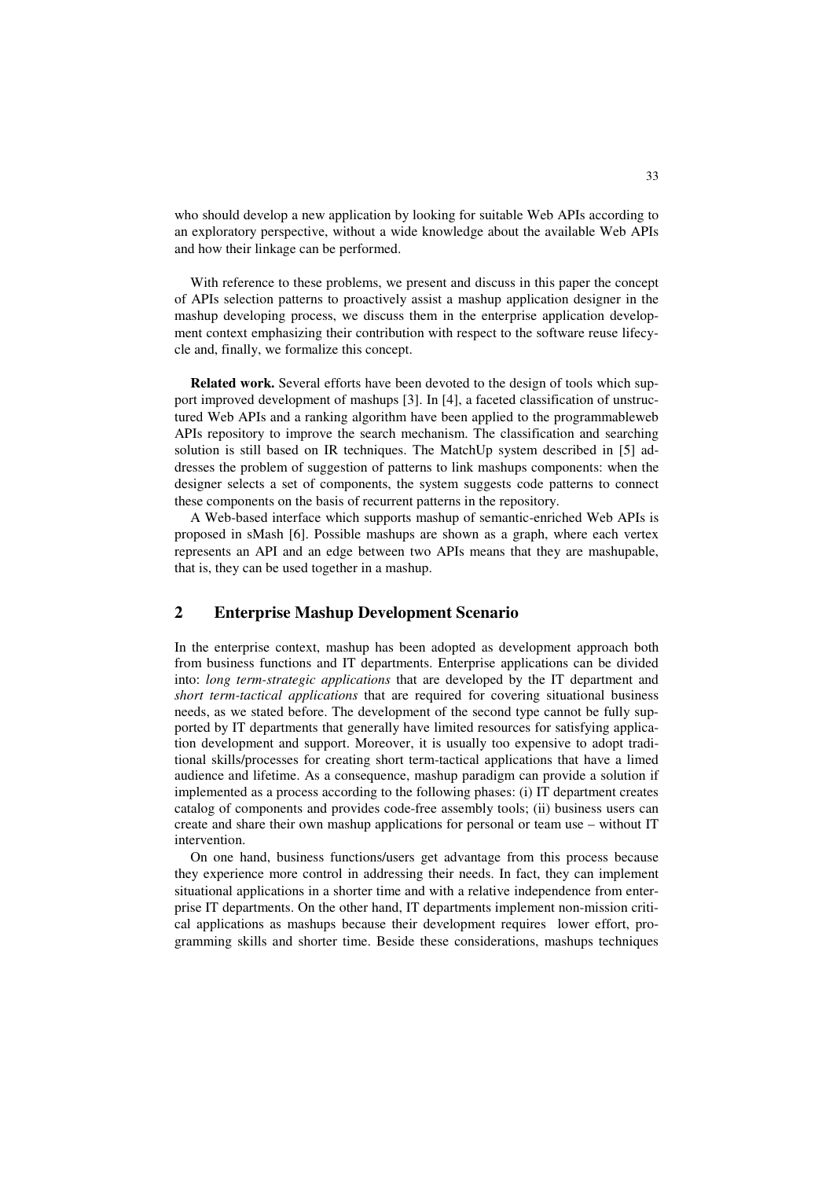who should develop a new application by looking for suitable Web APIs according to an exploratory perspective, without a wide knowledge about the available Web APIs and how their linkage can be performed.

With reference to these problems, we present and discuss in this paper the concept of APIs selection patterns to proactively assist a mashup application designer in the mashup developing process, we discuss them in the enterprise application development context emphasizing their contribution with respect to the software reuse lifecycle and, finally, we formalize this concept.

**Related work.** Several efforts have been devoted to the design of tools which support improved development of mashups [3]. In [4], a faceted classification of unstructured Web APIs and a ranking algorithm have been applied to the programmableweb APIs repository to improve the search mechanism. The classification and searching solution is still based on IR techniques. The MatchUp system described in [5] addresses the problem of suggestion of patterns to link mashups components: when the designer selects a set of components, the system suggests code patterns to connect these components on the basis of recurrent patterns in the repository.

A Web-based interface which supports mashup of semantic-enriched Web APIs is proposed in sMash [6]. Possible mashups are shown as a graph, where each vertex represents an API and an edge between two APIs means that they are mashupable, that is, they can be used together in a mashup.

## 2 Enterprise Mashup Development Scenario

In the enterprise context, mashup has been adopted as development approach both from business functions and IT departments. Enterprise applications can be divided into: *long term-strategic applications* that are developed by the IT department and *short term-tactical applications* that are required for covering situational business needs, as we stated before. The development of the second type cannot be fully supported by IT departments that generally have limited resources for satisfying application development and support. Moreover, it is usually too expensive to adopt traditional skills/processes for creating short term-tactical applications that have a limed audience and lifetime. As a consequence, mashup paradigm can provide a solution if implemented as a process according to the following phases: (i) IT department creates catalog of components and provides code-free assembly tools; (ii) business users can create and share their own mashup applications for personal or team use – without IT intervention.

On one hand, business functions/users get advantage from this process because they experience more control in addressing their needs. In fact, they can implement situational applications in a shorter time and with a relative independence from enterprise IT departments. On the other hand, IT departments implement non-mission critical applications as mashups because their development requires lower effort, programming skills and shorter time. Beside these considerations, mashups techniques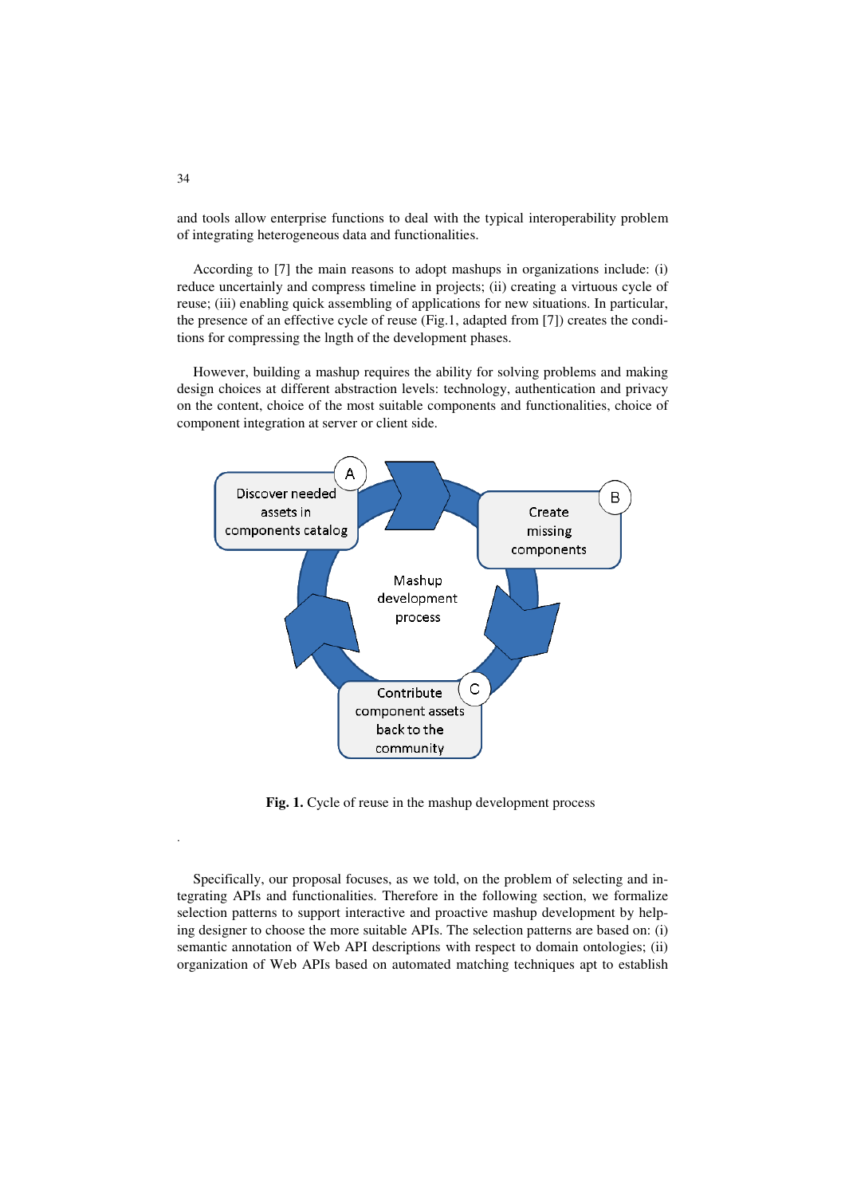and tools allow enterprise functions to deal with the typical interoperability problem of integrating heterogeneous data and functionalities.

According to [7] the main reasons to adopt mashups in organizations include: (i) reduce uncertainly and compress timeline in projects; (ii) creating a virtuous cycle of reuse; (iii) enabling quick assembling of applications for new situations. In particular, the presence of an effective cycle of reuse (Fig.1, adapted from [7]) creates the conditions for compressing the lngth of the development phases.

However, building a mashup requires the ability for solving problems and making design choices at different abstraction levels: technology, authentication and privacy on the content, choice of the most suitable components and functionalities, choice of component integration at server or client side.

A — Discover needed assets in components catalog

B — Create missing components

C — Contribute component assets back to the community

Mashup development process

**Fig. 1.** Cycle of reuse in the mashup development process

Specifically, our proposal focuses, as we told, on the problem of selecting and integrating APIs and functionalities. Therefore in the following section, we formalize selection patterns to support interactive and proactive mashup development by helping designer to choose the more suitable APIs. The selection patterns are based on: (i) semantic annotation of Web API descriptions with respect to domain ontologies; (ii) organization of Web APIs based on automated matching techniques apt to establish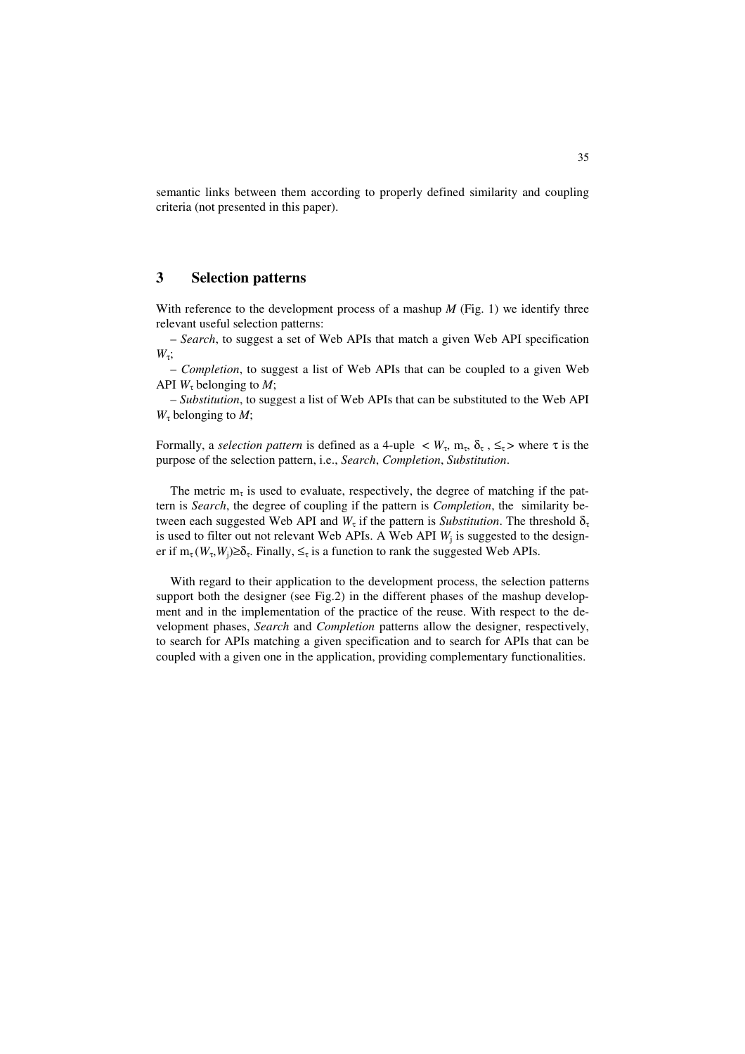semantic links between them according to properly defined similarity and coupling criteria (not presented in this paper).

## 3 Selection patterns

With reference to the development process of a mashup $M$ (Fig. 1) we identify three relevant useful selection patterns:

– *Search*, to suggest a set of Web APIs that match a given Web API specification $W_\tau$;

– *Completion*, to suggest a list of Web APIs that can be coupled to a given Web API $W_\tau$ belonging to $M$;

– *Substitution*, to suggest a list of Web APIs that can be substituted to the Web API $W_\tau$ belonging to $M$;

Formally, a *selection pattern* is defined as a 4-uple $< W_\tau, m_\tau, \delta_\tau, \leq_\tau >$ where $\tau$ is the purpose of the selection pattern, i.e., *Search*, *Completion*, *Substitution*.

The metric $m_\tau$ is used to evaluate, respectively, the degree of matching if the pattern is *Search*, the degree of coupling if the pattern is *Completion*, the similarity between each suggested Web API and $W_\tau$ if the pattern is *Substitution*. The threshold $\delta_\tau$ is used to filter out not relevant Web APIs. A Web API $W_j$ is suggested to the designer if $m_\tau(W_\tau,W_j) \geq \delta_\tau$. Finally, $\leq_\tau$ is a function to rank the suggested Web APIs.

With regard to their application to the development process, the selection patterns support both the designer (see Fig.2) in the different phases of the mashup development and in the implementation of the practice of the reuse. With respect to the development phases, *Search* and *Completion* patterns allow the designer, respectively, to search for APIs matching a given specification and to search for APIs that can be coupled with a given one in the application, providing complementary functionalities.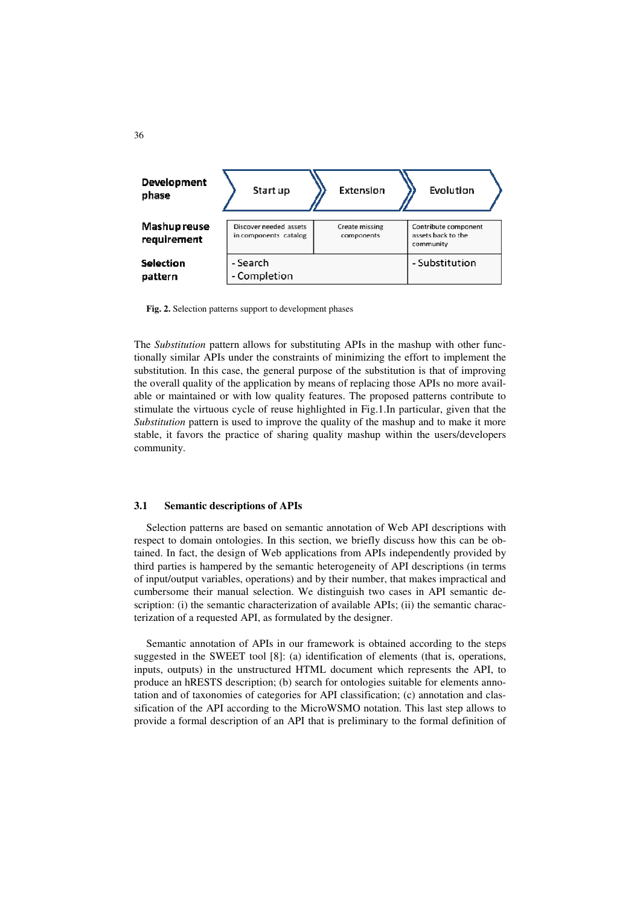| Development phase | Start up | Extension | Evolution |
|---|---|---|---|
| Mashup reuse requirement | Discover needed assets in components catalog | Create missing components | Contribute component assets back to the community |
| Selection pattern | - Search<br>- Completion | | - Substitution |

**Fig. 2.** Selection patterns support to development phases

The *Substitution* pattern allows for substituting APIs in the mashup with other functionally similar APIs under the constraints of minimizing the effort to implement the substitution. In this case, the general purpose of the substitution is that of improving the overall quality of the application by means of replacing those APIs no more available or maintained or with low quality features. The proposed patterns contribute to stimulate the virtuous cycle of reuse highlighted in Fig.1.In particular, given that the *Substitution* pattern is used to improve the quality of the mashup and to make it more stable, it favors the practice of sharing quality mashup within the users/developers community.

### 3.1 Semantic descriptions of APIs

Selection patterns are based on semantic annotation of Web API descriptions with respect to domain ontologies. In this section, we briefly discuss how this can be obtained. In fact, the design of Web applications from APIs independently provided by third parties is hampered by the semantic heterogeneity of API descriptions (in terms of input/output variables, operations) and by their number, that makes impractical and cumbersome their manual selection. We distinguish two cases in API semantic description: (i) the semantic characterization of available APIs; (ii) the semantic characterization of a requested API, as formulated by the designer.

Semantic annotation of APIs in our framework is obtained according to the steps suggested in the SWEET tool [8]: (a) identification of elements (that is, operations, inputs, outputs) in the unstructured HTML document which represents the API, to produce an hRESTS description; (b) search for ontologies suitable for elements annotation and of taxonomies of categories for API classification; (c) annotation and classification of the API according to the MicroWSMO notation. This last step allows to provide a formal description of an API that is preliminary to the formal definition of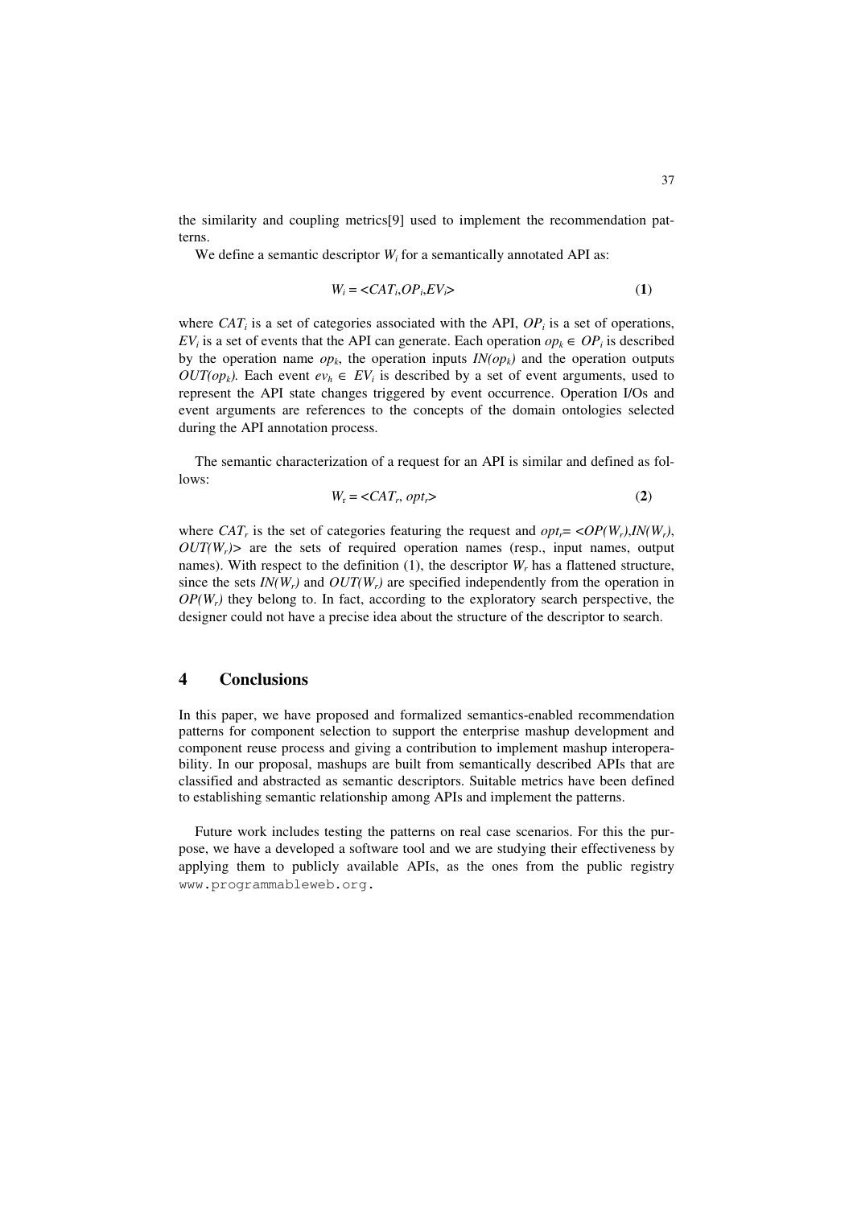the similarity and coupling metrics[9] used to implement the recommendation patterns.

We define a semantic descriptor $W_i$ for a semantically annotated API as:

$$W_i = <CAT_i, OP_i, EV_i> \quad (\mathbf{1})$$

where $CAT_i$ is a set of categories associated with the API, $OP_i$ is a set of operations, $EV_i$ is a set of events that the API can generate. Each operation $op_k \in OP_i$ is described by the operation name $op_k$, the operation inputs $IN(op_k)$ and the operation outputs $OUT(op_k)$. Each event $ev_h \in EV_i$ is described by a set of event arguments, used to represent the API state changes triggered by event occurrence. Operation I/Os and event arguments are references to the concepts of the domain ontologies selected during the API annotation process.

The semantic characterization of a request for an API is similar and defined as follows:

$$W_r = <CAT_r, opt_r> \quad (\mathbf{2})$$

where $CAT_r$ is the set of categories featuring the request and $opt_r = <OP(W_r), IN(W_r), OUT(W_r)>$ are the sets of required operation names (resp., input names, output names). With respect to the definition (1), the descriptor $W_r$ has a flattened structure, since the sets $IN(W_r)$ and $OUT(W_r)$ are specified independently from the operation in $OP(W_r)$ they belong to. In fact, according to the exploratory search perspective, the designer could not have a precise idea about the structure of the descriptor to search.

## 4 Conclusions

In this paper, we have proposed and formalized semantics-enabled recommendation patterns for component selection to support the enterprise mashup development and component reuse process and giving a contribution to implement mashup interoperability. In our proposal, mashups are built from semantically described APIs that are classified and abstracted as semantic descriptors. Suitable metrics have been defined to establishing semantic relationship among APIs and implement the patterns.

Future work includes testing the patterns on real case scenarios. For this the purpose, we have a developed a software tool and we are studying their effectiveness by applying them to publicly available APIs, as the ones from the public registry `www.programmableweb.org`.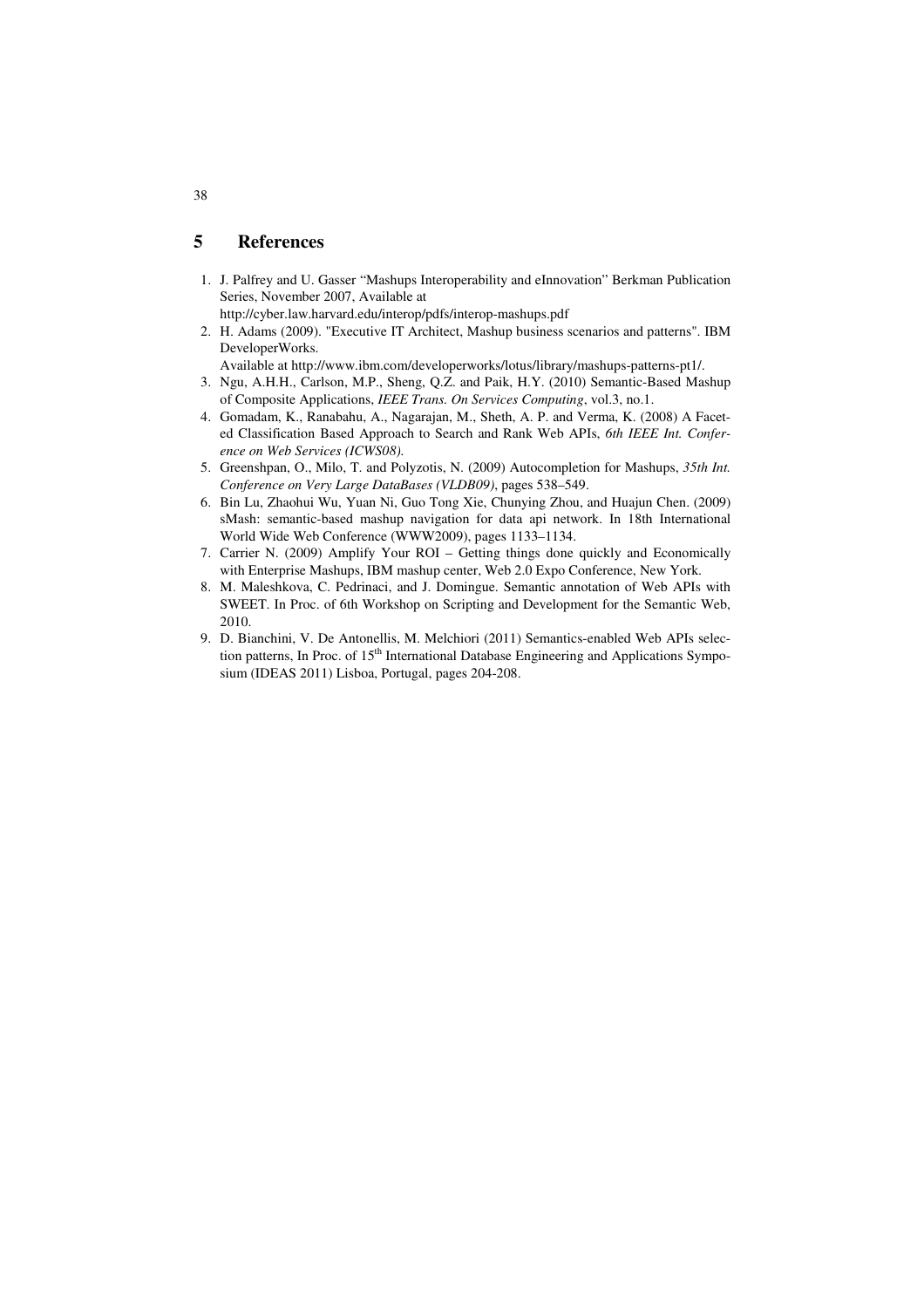## 5 References

1. J. Palfrey and U. Gasser "Mashups Interoperability and eInnovation" Berkman Publication Series, November 2007, Available at http://cyber.law.harvard.edu/interop/pdfs/interop-mashups.pdf
2. H. Adams (2009). "Executive IT Architect, Mashup business scenarios and patterns". IBM DeveloperWorks. Available at http://www.ibm.com/developerworks/lotus/library/mashups-patterns-pt1/.
3. Ngu, A.H.H., Carlson, M.P., Sheng, Q.Z. and Paik, H.Y. (2010) Semantic-Based Mashup of Composite Applications, *IEEE Trans. On Services Computing*, vol.3, no.1.
4. Gomadam, K., Ranabahu, A., Nagarajan, M., Sheth, A. P. and Verma, K. (2008) A Faceted Classification Based Approach to Search and Rank Web APIs, *6th IEEE Int. Conference on Web Services (ICWS08).*
5. Greenshpan, O., Milo, T. and Polyzotis, N. (2009) Autocompletion for Mashups, *35th Int. Conference on Very Large DataBases (VLDB09)*, pages 538–549.
6. Bin Lu, Zhaohui Wu, Yuan Ni, Guo Tong Xie, Chunying Zhou, and Huajun Chen. (2009) sMash: semantic-based mashup navigation for data api network. In 18th International World Wide Web Conference (WWW2009), pages 1133–1134.
7. Carrier N. (2009) Amplify Your ROI – Getting things done quickly and Economically with Enterprise Mashups, IBM mashup center, Web 2.0 Expo Conference, New York.
8. M. Maleshkova, C. Pedrinaci, and J. Domingue. Semantic annotation of Web APIs with SWEET. In Proc. of 6th Workshop on Scripting and Development for the Semantic Web, 2010.
9. D. Bianchini, V. De Antonellis, M. Melchiori (2011) Semantics-enabled Web APIs selection patterns, In Proc. of 15th International Database Engineering and Applications Symposium (IDEAS 2011) Lisboa, Portugal, pages 204-208.